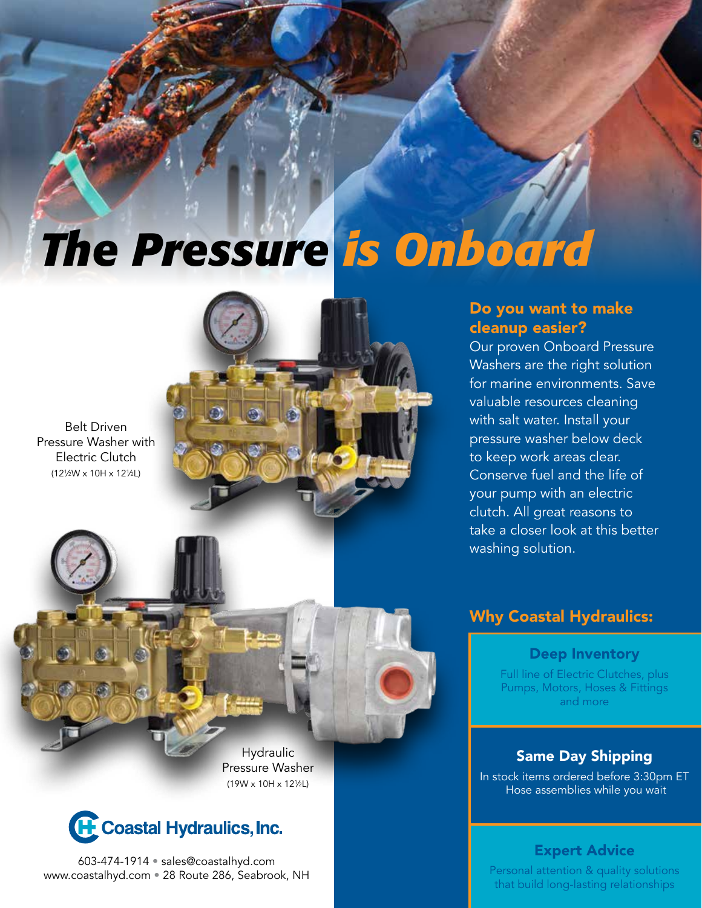# The Pressure is Onboard

Belt Driven Pressure Washer with Electric Clutch
(12½W x 10H x 12½L)

Hydraulic Pressure Washer
(19W x 10H x 12½L)

## Do you want to make cleanup easier?

Our proven Onboard Pressure Washers are the right solution for marine environments. Save valuable resources cleaning with salt water. Install your pressure washer below deck to keep work areas clear. Conserve fuel and the life of your pump with an electric clutch. All great reasons to take a closer look at this better washing solution.

## Why Coastal Hydraulics:

### Deep Inventory

Full line of Electric Clutches, plus Pumps, Motors, Hoses & Fittings and more

### Same Day Shipping

In stock items ordered before 3:30pm ET
Hose assemblies while you wait

### Expert Advice

Personal attention & quality solutions that build long-lasting relationships

**Coastal Hydraulics, Inc.**

603-474-1914 • sales@coastalhyd.com
www.coastalhyd.com • 28 Route 286, Seabrook, NH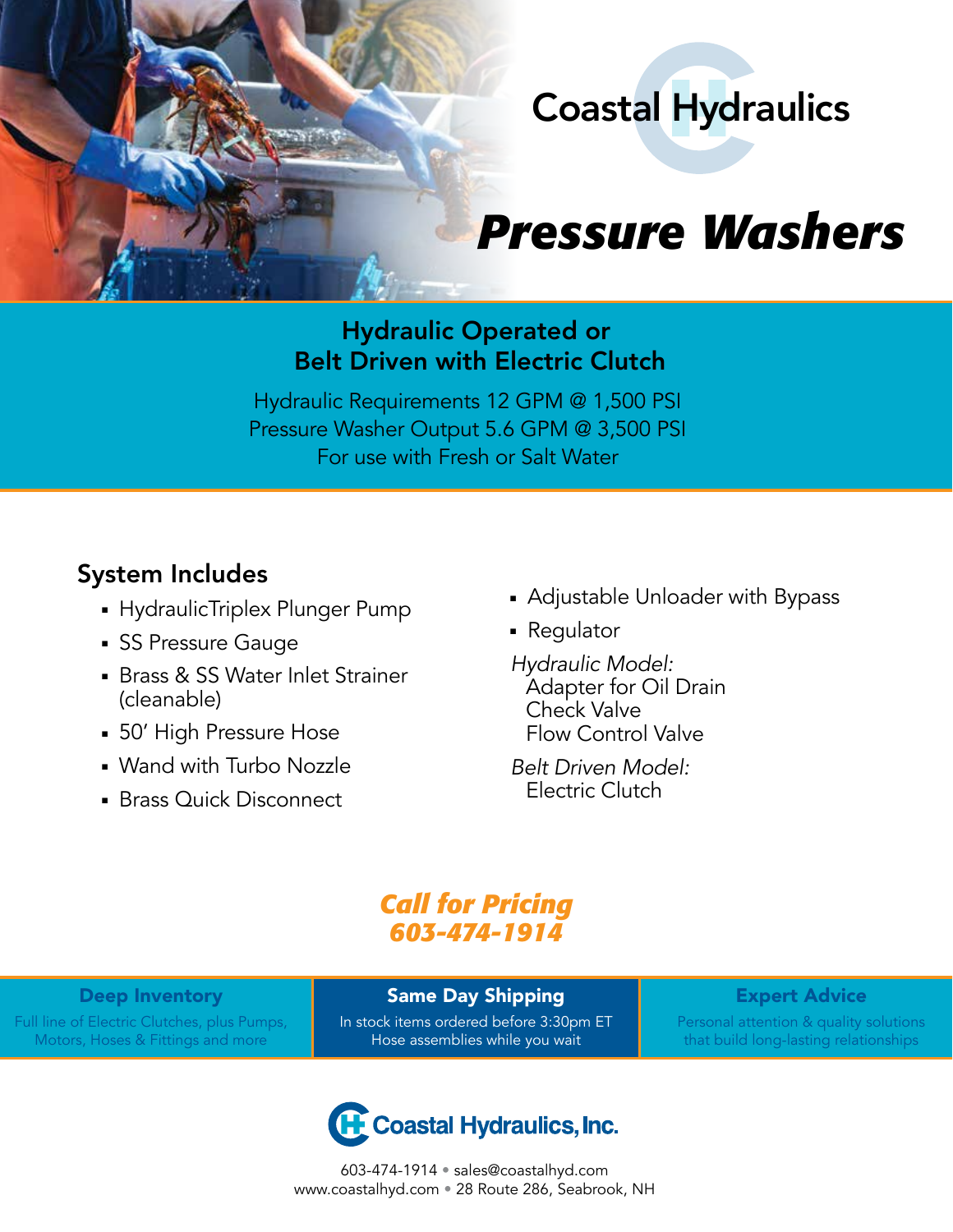# Coastal Hydraulics

# *Pressure Washers*

## Hydraulic Operated or Belt Driven with Electric Clutch

Hydraulic Requirements 12 GPM @ 1,500 PSI
Pressure Washer Output 5.6 GPM @ 3,500 PSI
For use with Fresh or Salt Water

## System Includes

- HydraulicTriplex Plunger Pump
- SS Pressure Gauge
- Brass & SS Water Inlet Strainer (cleanable)
- 50' High Pressure Hose
- Wand with Turbo Nozzle
- Brass Quick Disconnect
- Adjustable Unloader with Bypass
- Regulator

*Hydraulic Model:*
Adapter for Oil Drain
Check Valve
Flow Control Valve

*Belt Driven Model:*
Electric Clutch

***Call for Pricing***
***603-474-1914***

**Deep Inventory**
Full line of Electric Clutches, plus Pumps, Motors, Hoses & Fittings and more

**Same Day Shipping**
In stock items ordered before 3:30pm ET
Hose assemblies while you wait

**Expert Advice**
Personal attention & quality solutions that build long-lasting relationships

**Coastal Hydraulics, Inc.**

603-474-1914 • sales@coastalhyd.com
www.coastalhyd.com • 28 Route 286, Seabrook, NH